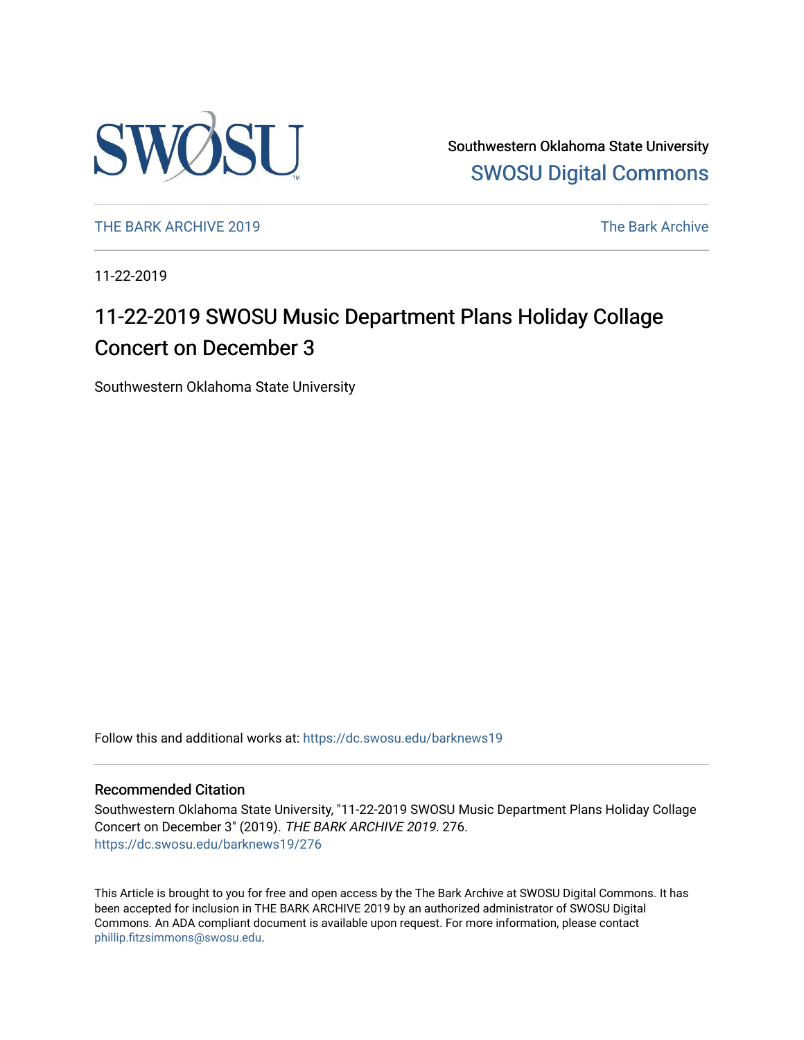Southwestern Oklahoma State University

SWOSU Digital Commons

THE BARK ARCHIVE 2019

The Bark Archive

11-22-2019

# 11-22-2019 SWOSU Music Department Plans Holiday Collage Concert on December 3

Southwestern Oklahoma State University

Follow this and additional works at: https://dc.swosu.edu/barknews19

## Recommended Citation

Southwestern Oklahoma State University, "11-22-2019 SWOSU Music Department Plans Holiday Collage Concert on December 3" (2019). *THE BARK ARCHIVE 2019*. 276.
https://dc.swosu.edu/barknews19/276

This Article is brought to you for free and open access by the The Bark Archive at SWOSU Digital Commons. It has been accepted for inclusion in THE BARK ARCHIVE 2019 by an authorized administrator of SWOSU Digital Commons. An ADA compliant document is available upon request. For more information, please contact phillip.fitzsimmons@swosu.edu.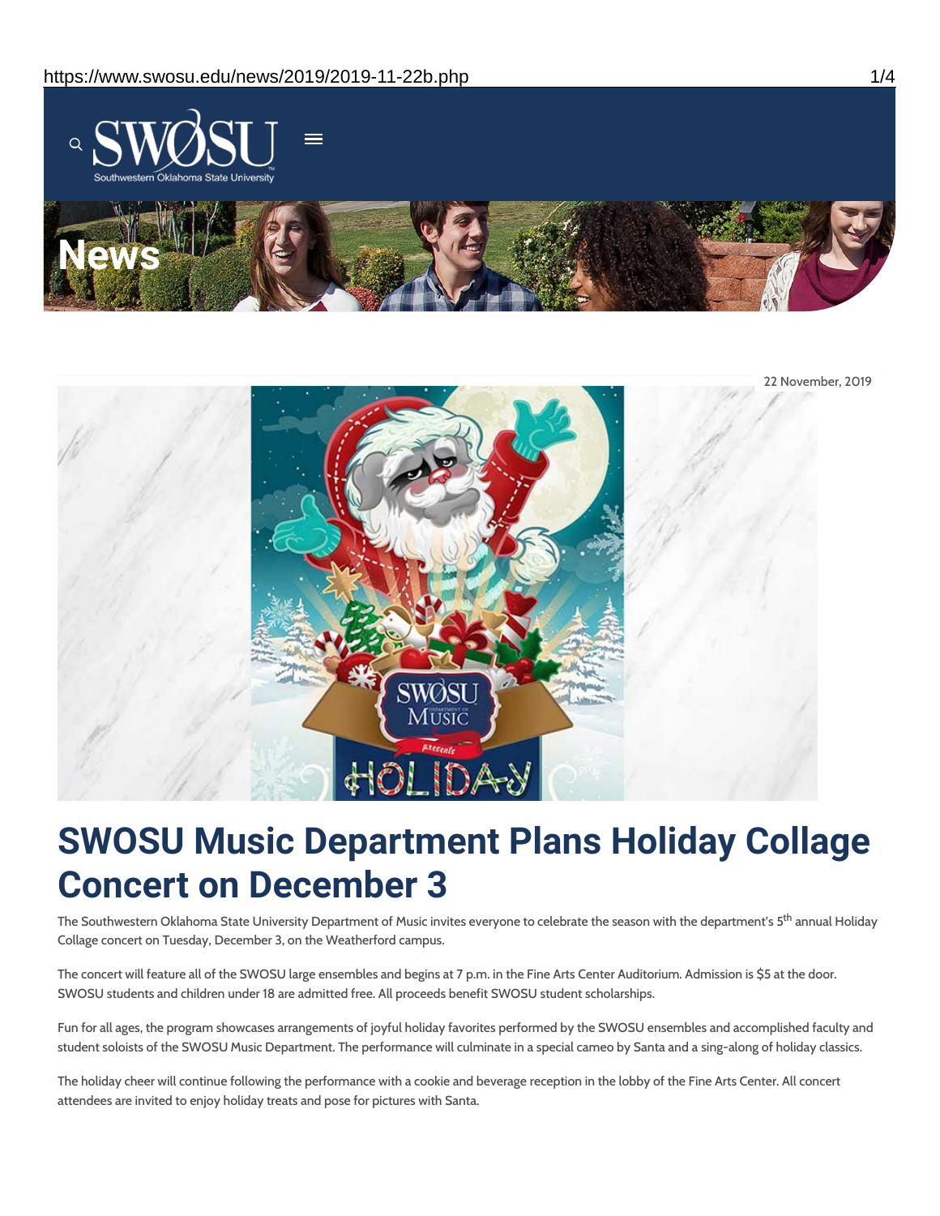22 November, 2019

# SWOSU Music Department Plans Holiday Collage Concert on December 3

The Southwestern Oklahoma State University Department of Music invites everyone to celebrate the season with the department's 5th annual Holiday Collage concert on Tuesday, December 3, on the Weatherford campus.

The concert will feature all of the SWOSU large ensembles and begins at 7 p.m. in the Fine Arts Center Auditorium. Admission is $5 at the door. SWOSU students and children under 18 are admitted free. All proceeds benefit SWOSU student scholarships.

Fun for all ages, the program showcases arrangements of joyful holiday favorites performed by the SWOSU ensembles and accomplished faculty and student soloists of the SWOSU Music Department. The performance will culminate in a special cameo by Santa and a sing-along of holiday classics.

The holiday cheer will continue following the performance with a cookie and beverage reception in the lobby of the Fine Arts Center. All concert attendees are invited to enjoy holiday treats and pose for pictures with Santa.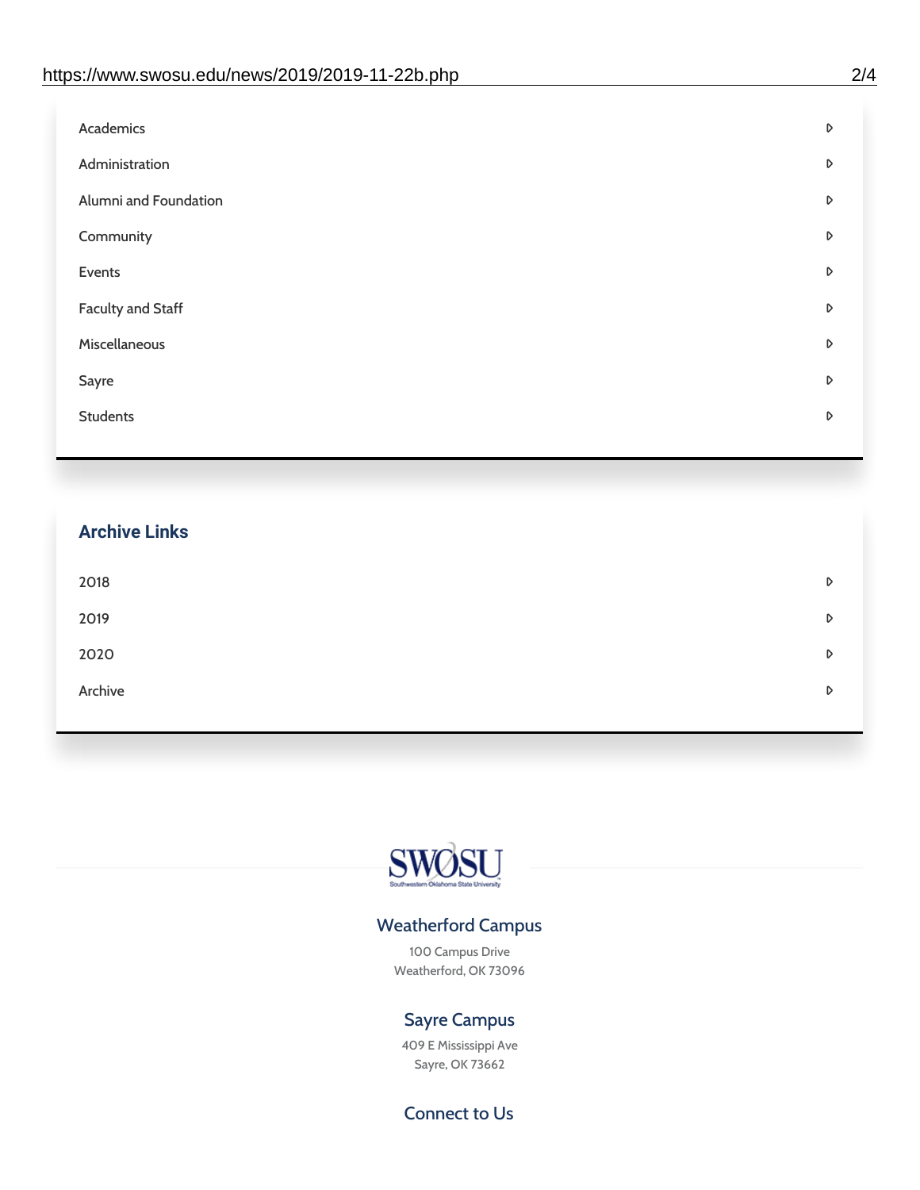- Academics
- Administration
- Alumni and Foundation
- Community
- Events
- Faculty and Staff
- Miscellaneous
- Sayre
- Students

## Archive Links

- 2018
- 2019
- 2020
- Archive

### Weatherford Campus

100 Campus Drive
Weatherford, OK 73096

### Sayre Campus

409 E Mississippi Ave
Sayre, OK 73662

### Connect to Us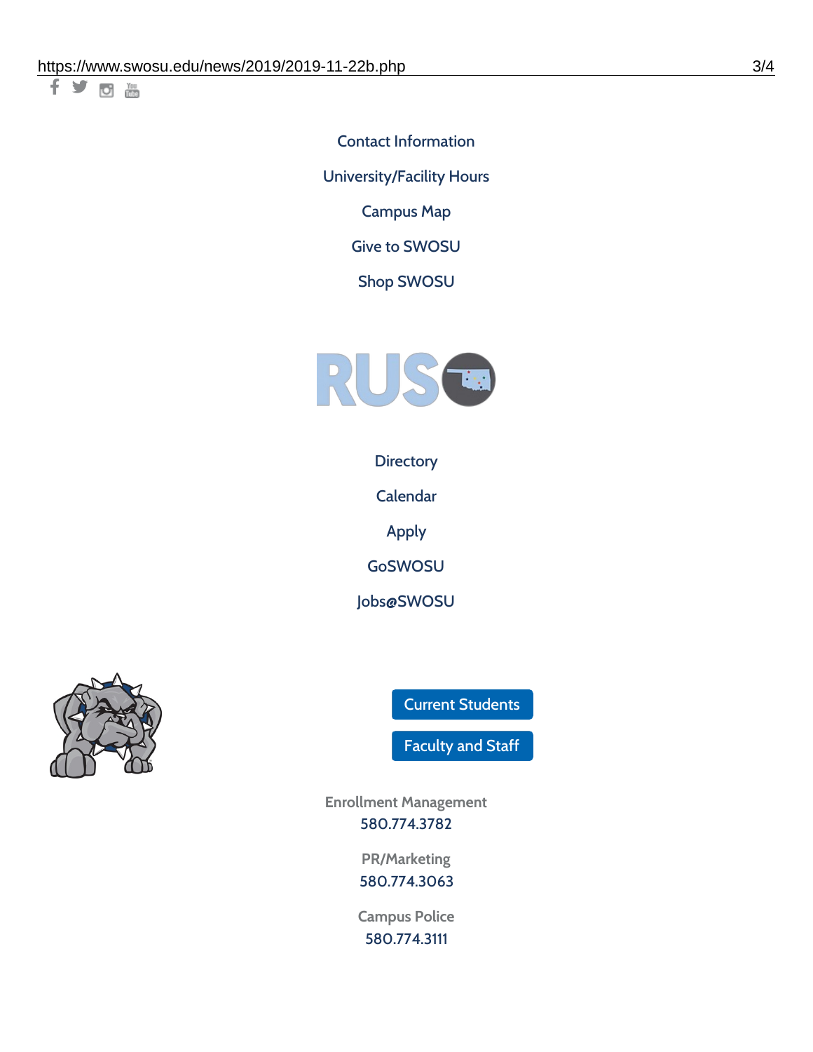Contact Information

University/Facility Hours

Campus Map

Give to SWOSU

Shop SWOSU

Directory

Calendar

Apply

GoSWOSU

Jobs@SWOSU

Current Students

Faculty and Staff

Enrollment Management
580.774.3782

PR/Marketing
580.774.3063

Campus Police
580.774.3111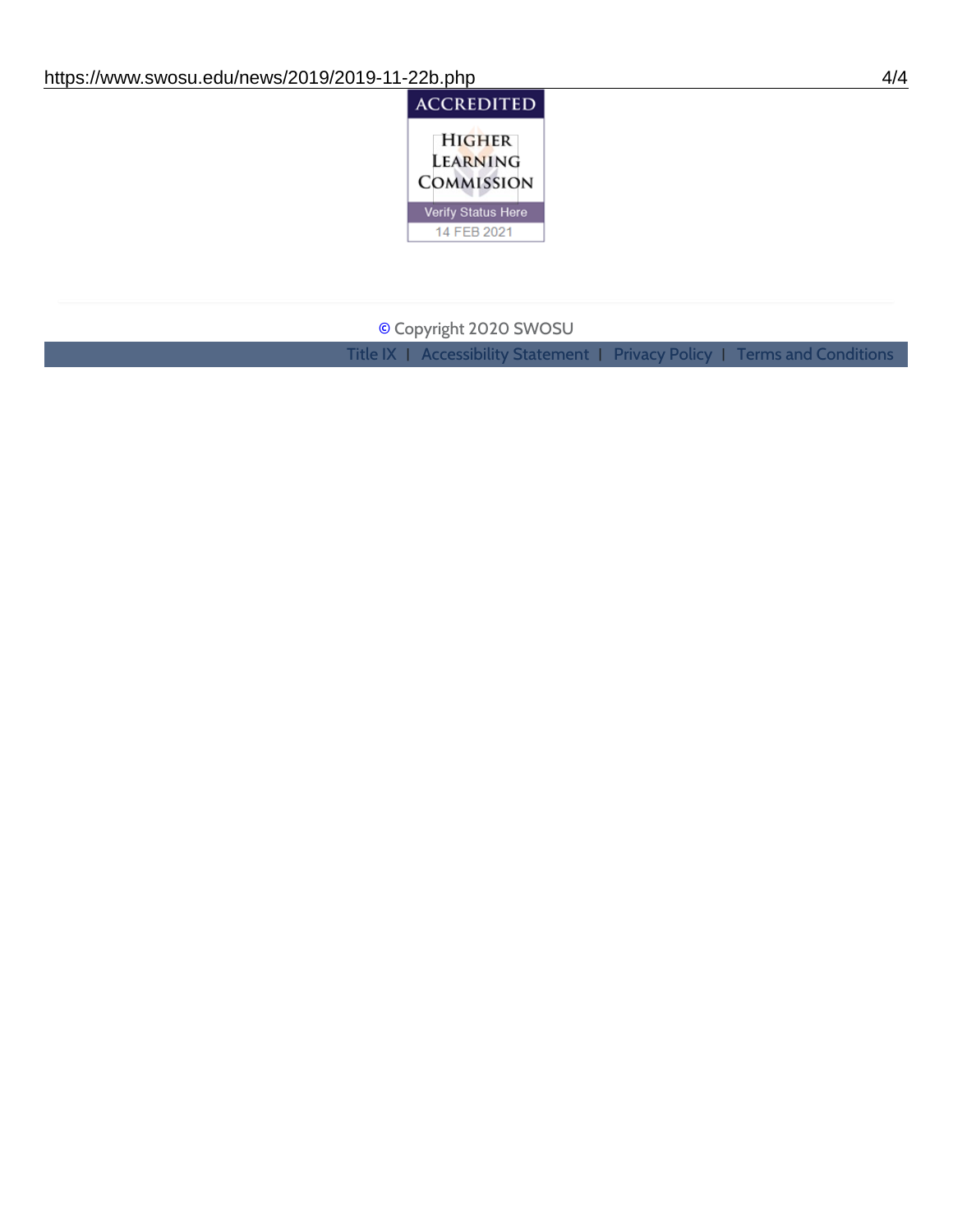ACCREDITED

HIGHER LEARNING COMMISSION

Verify Status Here

14 FEB 2021

© Copyright 2020 SWOSU

Title IX | Accessibility Statement | Privacy Policy | Terms and Conditions